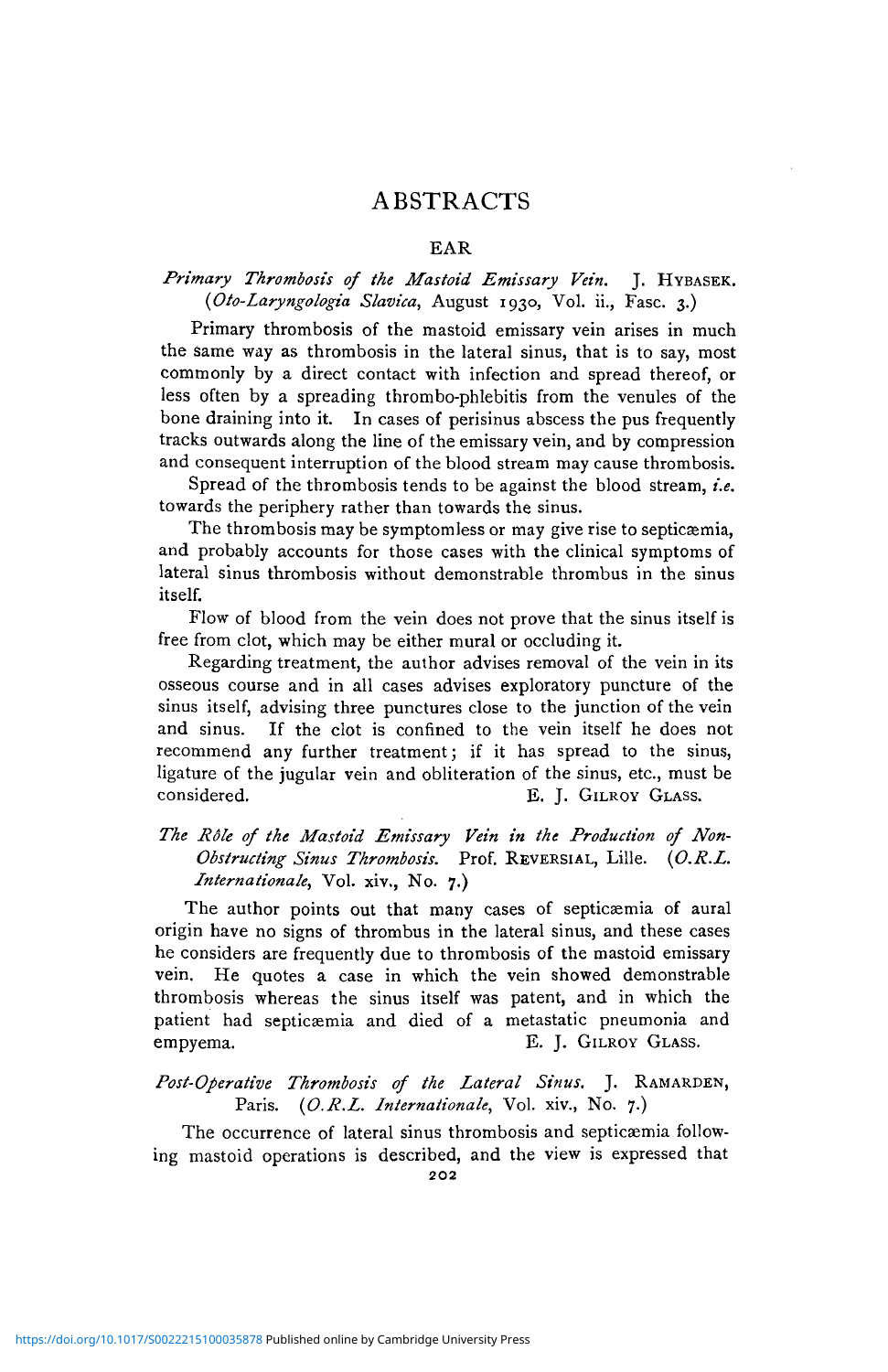# ABSTRACTS

## EAR

*Primary Thrombosis of the Mastoid Emissary Vein.* J. HYBASEK. (*Oto-Laryngologia Slavica*, August 1930, Vol. ii., Fasc. 3.)

Primary thrombosis of the mastoid emissary vein arises in much the same way as thrombosis in the lateral sinus, that is to say, most commonly by a direct contact with infection and spread thereof, or less often by a spreading thrombo-phlebitis from the venules of the bone draining into it. In cases of perisinus abscess the pus frequently tracks outwards along the line of the emissary vein, and by compression and consequent interruption of the blood stream may cause thrombosis.

Spread of the thrombosis tends to be against the blood stream, *i.e.* towards the periphery rather than towards the sinus.

The thrombosis may be symptomless or may give rise to septicæmia, and probably accounts for those cases with the clinical symptoms of lateral sinus thrombosis without demonstrable thrombus in the sinus itself.

Flow of blood from the vein does not prove that the sinus itself is free from clot, which may be either mural or occluding it.

Regarding treatment, the author advises removal of the vein in its osseous course and in all cases advises exploratory puncture of the sinus itself, advising three punctures close to the junction of the vein and sinus. If the clot is confined to the vein itself he does not recommend any further treatment; if it has spread to the sinus, ligature of the jugular vein and obliteration of the sinus, etc., must be considered.

E. J. GILROY GLASS.

*The Rôle of the Mastoid Emissary Vein in the Production of Non-Obstructing Sinus Thrombosis.* Prof. REVERSIAL, Lille. (*O.R.L. Internationale*, Vol. xiv., No. 7.)

The author points out that many cases of septicæmia of aural origin have no signs of thrombus in the lateral sinus, and these cases he considers are frequently due to thrombosis of the mastoid emissary vein. He quotes a case in which the vein showed demonstrable thrombosis whereas the sinus itself was patent, and in which the patient had septicæmia and died of a metastatic pneumonia and empyema.

E. J. GILROY GLASS.

*Post-Operative Thrombosis of the Lateral Sinus.* J. RAMARDEN, Paris. (*O.R.L. Internationale*, Vol. xiv., No. 7.)

The occurrence of lateral sinus thrombosis and septicæmia following mastoid operations is described, and the view is expressed that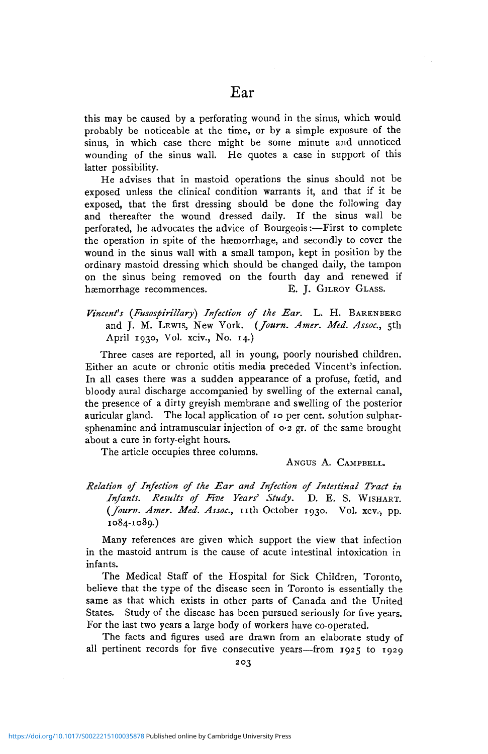this may be caused by a perforating wound in the sinus, which would probably be noticeable at the time, or by a simple exposure of the sinus, in which case there might be some minute and unnoticed wounding of the sinus wall. He quotes a case in support of this latter possibility.

He advises that in mastoid operations the sinus should not be exposed unless the clinical condition warrants it, and that if it be exposed, that the first dressing should be done the following day and thereafter the wound dressed daily. If the sinus wall be perforated, he advocates the advice of Bourgeois:—First to complete the operation in spite of the hæmorrhage, and secondly to cover the wound in the sinus wall with a small tampon, kept in position by the ordinary mastoid dressing which should be changed daily, the tampon on the sinus being removed on the fourth day and renewed if hæmorrhage recommences.

E. J. GILROY GLASS.

*Vincent's (Fusospirillary) Infection of the Ear.* L. H. BARENBERG and J. M. LEWIS, New York. (*Journ. Amer. Med. Assoc.*, 5th April 1930, Vol. xciv., No. 14.)

Three cases are reported, all in young, poorly nourished children. Either an acute or chronic otitis media preceded Vincent's infection. In all cases there was a sudden appearance of a profuse, fœtid, and bloody aural discharge accompanied by swelling of the external canal, the presence of a dirty greyish membrane and swelling of the posterior auricular gland. The local application of 10 per cent. solution sulpharsphenamine and intramuscular injection of 0·2 gr. of the same brought about a cure in forty-eight hours.

The article occupies three columns.

ANGUS A. CAMPBELL.

*Relation of Infection of the Ear and Infection of Intestinal Tract in Infants. Results of Five Years' Study.* D. E. S. WISHART. (*Journ. Amer. Med. Assoc.*, 11th October 1930. Vol. xcv., pp. 1084-1089.)

Many references are given which support the view that infection in the mastoid antrum is the cause of acute intestinal intoxication in infants.

The Medical Staff of the Hospital for Sick Children, Toronto, believe that the type of the disease seen in Toronto is essentially the same as that which exists in other parts of Canada and the United States. Study of the disease has been pursued seriously for five years. For the last two years a large body of workers have co-operated.

The facts and figures used are drawn from an elaborate study of all pertinent records for five consecutive years—from 1925 to 1929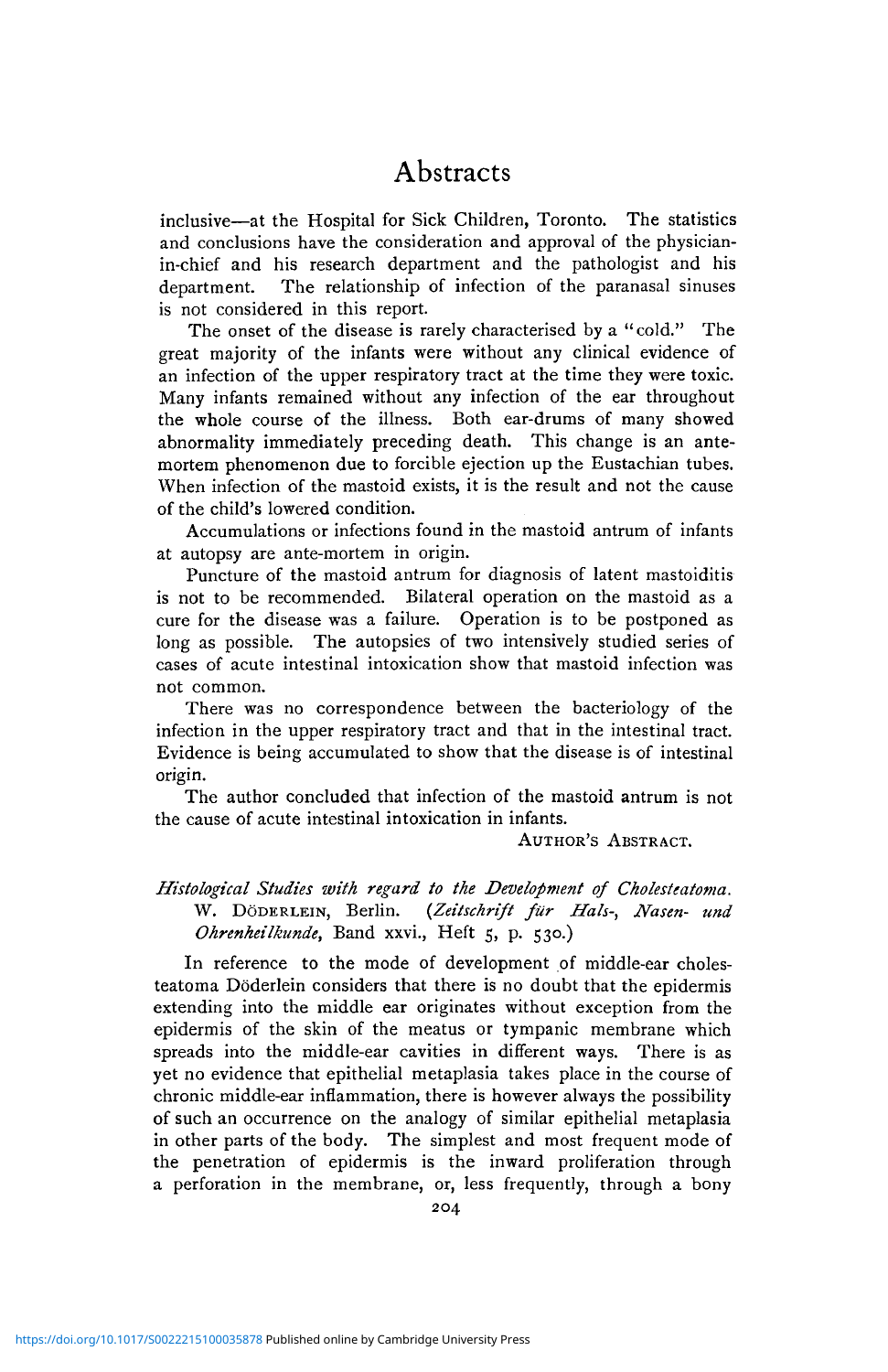inclusive—at the Hospital for Sick Children, Toronto. The statistics and conclusions have the consideration and approval of the physician-in-chief and his research department and the pathologist and his department. The relationship of infection of the paranasal sinuses is not considered in this report.

The onset of the disease is rarely characterised by a "cold." The great majority of the infants were without any clinical evidence of an infection of the upper respiratory tract at the time they were toxic. Many infants remained without any infection of the ear throughout the whole course of the illness. Both ear-drums of many showed abnormality immediately preceding death. This change is an ante-mortem phenomenon due to forcible ejection up the Eustachian tubes. When infection of the mastoid exists, it is the result and not the cause of the child's lowered condition.

Accumulations or infections found in the mastoid antrum of infants at autopsy are ante-mortem in origin.

Puncture of the mastoid antrum for diagnosis of latent mastoiditis is not to be recommended. Bilateral operation on the mastoid as a cure for the disease was a failure. Operation is to be postponed as long as possible. The autopsies of two intensively studied series of cases of acute intestinal intoxication show that mastoid infection was not common.

There was no correspondence between the bacteriology of the infection in the upper respiratory tract and that in the intestinal tract. Evidence is being accumulated to show that the disease is of intestinal origin.

The author concluded that infection of the mastoid antrum is not the cause of acute intestinal intoxication in infants.

AUTHOR'S ABSTRACT.

*Histological Studies with regard to the Development of Cholesteatoma.* W. DÖDERLEIN, Berlin. (*Zeitschrift für Hals-, Nasen- und Ohrenheilkunde*, Band xxvi., Heft 5, p. 530.)

In reference to the mode of development of middle-ear cholesteatoma Döderlein considers that there is no doubt that the epidermis extending into the middle ear originates without exception from the epidermis of the skin of the meatus or tympanic membrane which spreads into the middle-ear cavities in different ways. There is as yet no evidence that epithelial metaplasia takes place in the course of chronic middle-ear inflammation, there is however always the possibility of such an occurrence on the analogy of similar epithelial metaplasia in other parts of the body. The simplest and most frequent mode of the penetration of epidermis is the inward proliferation through a perforation in the membrane, or, less frequently, through a bony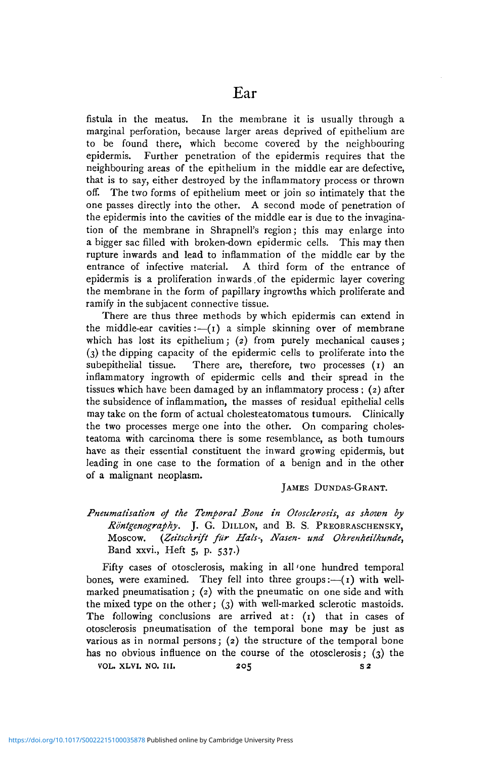fistula in the meatus. In the membrane it is usually through a marginal perforation, because larger areas deprived of epithelium are to be found there, which become covered by the neighbouring epidermis. Further penetration of the epidermis requires that the neighbouring areas of the epithelium in the middle ear are defective, that is to say, either destroyed by the inflammatory process or thrown off. The two forms of epithelium meet or join so intimately that the one passes directly into the other. A second mode of penetration of the epidermis into the cavities of the middle ear is due to the invagination of the membrane in Shrapnell's region; this may enlarge into a bigger sac filled with broken-down epidermic cells. This may then rupture inwards and lead to inflammation of the middle ear by the entrance of infective material. A third form of the entrance of epidermis is a proliferation inwards of the epidermic layer covering the membrane in the form of papillary ingrowths which proliferate and ramify in the subjacent connective tissue.

There are thus three methods by which epidermis can extend in the middle-ear cavities:—(1) a simple skinning over of membrane which has lost its epithelium; (2) from purely mechanical causes; (3) the dipping capacity of the epidermic cells to proliferate into the subepithelial tissue. There are, therefore, two processes (1) an inflammatory ingrowth of epidermic cells and their spread in the tissues which have been damaged by an inflammatory process; (2) after the subsidence of inflammation, the masses of residual epithelial cells may take on the form of actual cholesteatomatous tumours. Clinically the two processes merge one into the other. On comparing cholesteatoma with carcinoma there is some resemblance, as both tumours have as their essential constituent the inward growing epidermis, but leading in one case to the formation of a benign and in the other of a malignant neoplasm.

JAMES DUNDAS-GRANT.

*Pneumatisation of the Temporal Bone in Otosclerosis, as shown by Röntgenography.* J. G. DILLON, and B. S. PREOBRASCHENSKY, Moscow. (*Zeitschrift für Hals-, Nasen- und Ohrenheilkunde*, Band xxvi., Heft 5, p. 537.)

Fifty cases of otosclerosis, making in all one hundred temporal bones, were examined. They fell into three groups:—(1) with well-marked pneumatisation; (2) with the pneumatic on one side and with the mixed type on the other; (3) with well-marked sclerotic mastoids. The following conclusions are arrived at: (1) that in cases of otosclerosis pneumatisation of the temporal bone may be just as various as in normal persons; (2) the structure of the temporal bone has no obvious influence on the course of the otosclerosis; (3) the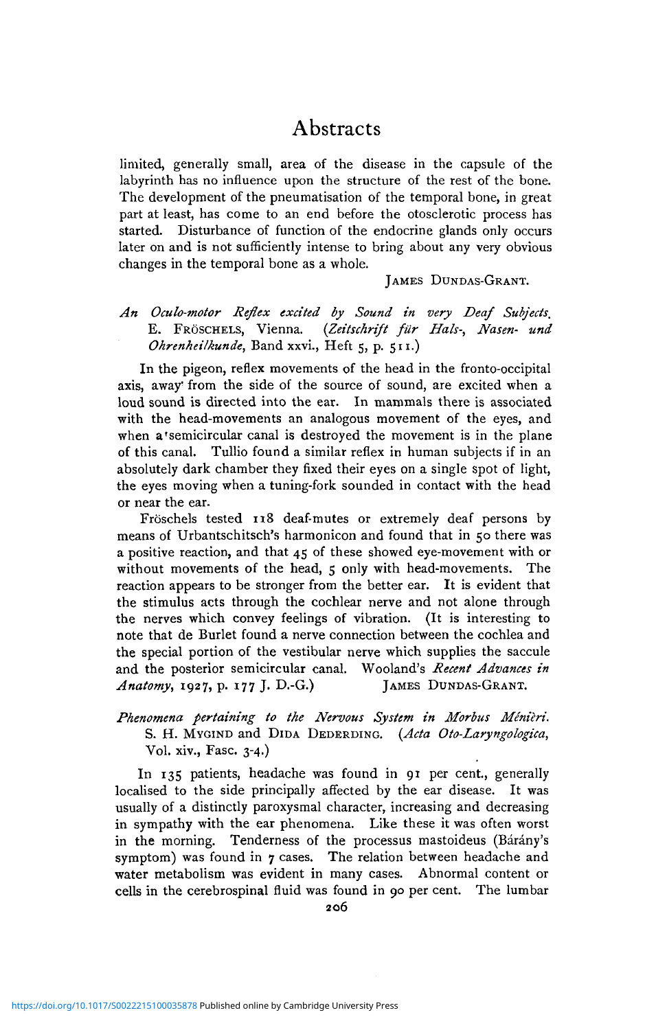limited, generally small, area of the disease in the capsule of the labyrinth has no influence upon the structure of the rest of the bone. The development of the pneumatisation of the temporal bone, in great part at least, has come to an end before the otosclerotic process has started. Disturbance of function of the endocrine glands only occurs later on and is not sufficiently intense to bring about any very obvious changes in the temporal bone as a whole.

JAMES DUNDAS-GRANT.

*An Oculo-motor Reflex excited by Sound in very Deaf Subjects.* E. FRÖSCHELS, Vienna. (*Zeitschrift für Hals-, Nasen- und Ohrenheilkunde*, Band xxvi., Heft 5, p. 511.)

In the pigeon, reflex movements of the head in the fronto-occipital axis, away from the side of the source of sound, are excited when a loud sound is directed into the ear. In mammals there is associated with the head-movements an analogous movement of the eyes, and when a semicircular canal is destroyed the movement is in the plane of this canal. Tullio found a similar reflex in human subjects if in an absolutely dark chamber they fixed their eyes on a single spot of light, the eyes moving when a tuning-fork sounded in contact with the head or near the ear.

Fröschels tested 118 deaf-mutes or extremely deaf persons by means of Urbantschitsch's harmonicon and found that in 50 there was a positive reaction, and that 45 of these showed eye-movement with or without movements of the head, 5 only with head-movements. The reaction appears to be stronger from the better ear. It is evident that the stimulus acts through the cochlear nerve and not alone through the nerves which convey feelings of vibration. (It is interesting to note that de Burlet found a nerve connection between the cochlea and the special portion of the vestibular nerve which supplies the saccule and the posterior semicircular canal. Wooland's *Recent Advances in Anatomy*, 1927, p. 177 J. D.-G.)

JAMES DUNDAS-GRANT.

*Phenomena pertaining to the Nervous System in Morbus Ménièri.* S. H. MYGIND and DIDA DEDERDING. (*Acta Oto-Laryngologica*, Vol. xiv., Fasc. 3-4.)

In 135 patients, headache was found in 91 per cent., generally localised to the side principally affected by the ear disease. It was usually of a distinctly paroxysmal character, increasing and decreasing in sympathy with the ear phenomena. Like these it was often worst in the morning. Tenderness of the processus mastoideus (Bárány's symptom) was found in 7 cases. The relation between headache and water metabolism was evident in many cases. Abnormal content or cells in the cerebrospinal fluid was found in 90 per cent. The lumbar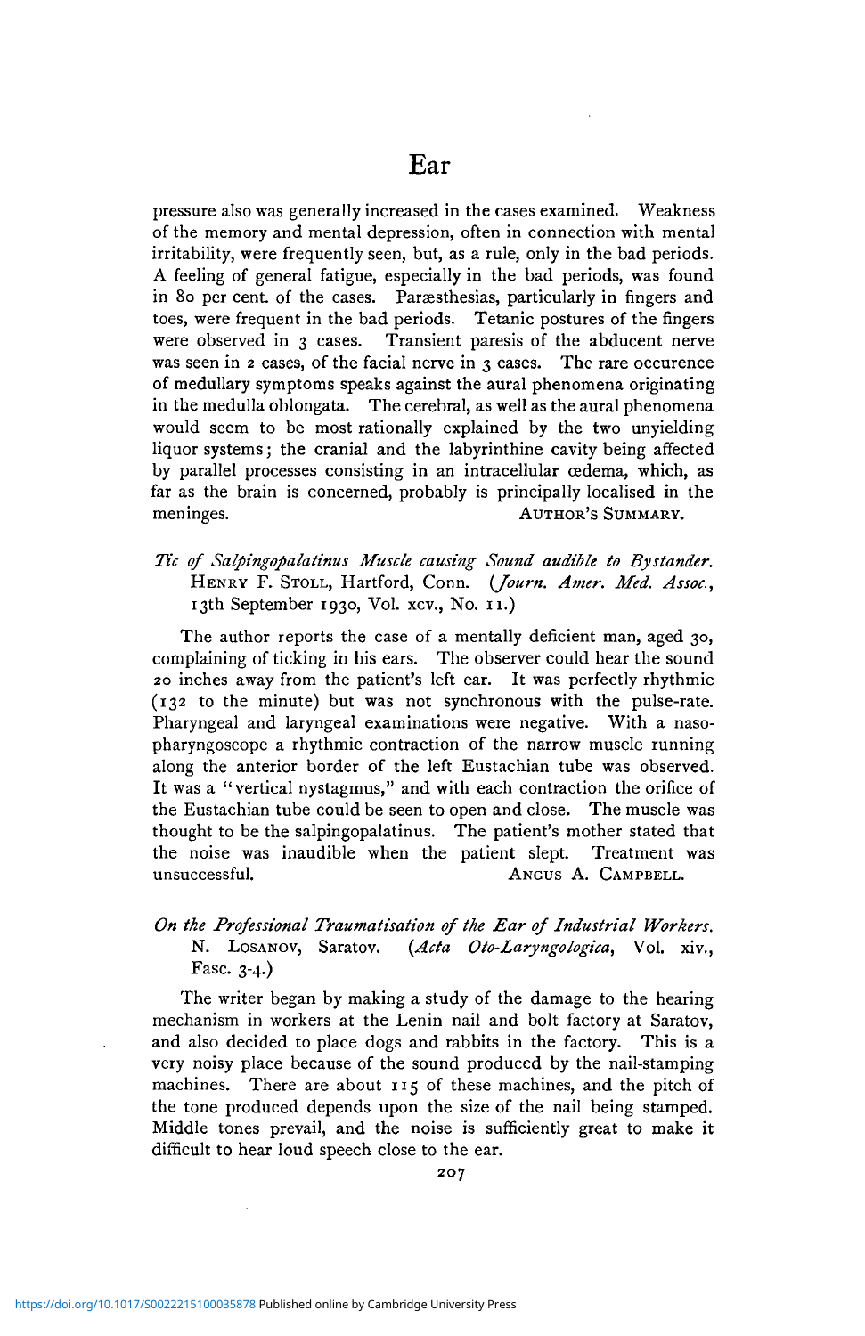pressure also was generally increased in the cases examined. Weakness of the memory and mental depression, often in connection with mental irritability, were frequently seen, but, as a rule, only in the bad periods. A feeling of general fatigue, especially in the bad periods, was found in 80 per cent. of the cases. Paræsthesias, particularly in fingers and toes, were frequent in the bad periods. Tetanic postures of the fingers were observed in 3 cases. Transient paresis of the abducent nerve was seen in 2 cases, of the facial nerve in 3 cases. The rare occurence of medullary symptoms speaks against the aural phenomena originating in the medulla oblongata. The cerebral, as well as the aural phenomena would seem to be most rationally explained by the two unyielding liquor systems; the cranial and the labyrinthine cavity being affected by parallel processes consisting in an intracellular œdema, which, as far as the brain is concerned, probably is principally localised in the meninges.

AUTHOR'S SUMMARY.

*Tic of Salpingopalatinus Muscle causing Sound audible to Bystander.* HENRY F. STOLL, Hartford, Conn. (*Journ. Amer. Med. Assoc.*, 13th September 1930, Vol. xcv., No. 11.)

The author reports the case of a mentally deficient man, aged 30, complaining of ticking in his ears. The observer could hear the sound 20 inches away from the patient's left ear. It was perfectly rhythmic (132 to the minute) but was not synchronous with the pulse-rate. Pharyngeal and laryngeal examinations were negative. With a naso-pharyngoscope a rhythmic contraction of the narrow muscle running along the anterior border of the left Eustachian tube was observed. It was a "vertical nystagmus," and with each contraction the orifice of the Eustachian tube could be seen to open and close. The muscle was thought to be the salpingopalatinus. The patient's mother stated that the noise was inaudible when the patient slept. Treatment was unsuccessful.

ANGUS A. CAMPBELL.

*On the Professional Traumatisation of the Ear of Industrial Workers.* N. LOSANOV, Saratov. (*Acta Oto-Laryngologica*, Vol. xiv., Fasc. 3-4.)

The writer began by making a study of the damage to the hearing mechanism in workers at the Lenin nail and bolt factory at Saratov, and also decided to place dogs and rabbits in the factory. This is a very noisy place because of the sound produced by the nail-stamping machines. There are about 115 of these machines, and the pitch of the tone produced depends upon the size of the nail being stamped. Middle tones prevail, and the noise is sufficiently great to make it difficult to hear loud speech close to the ear.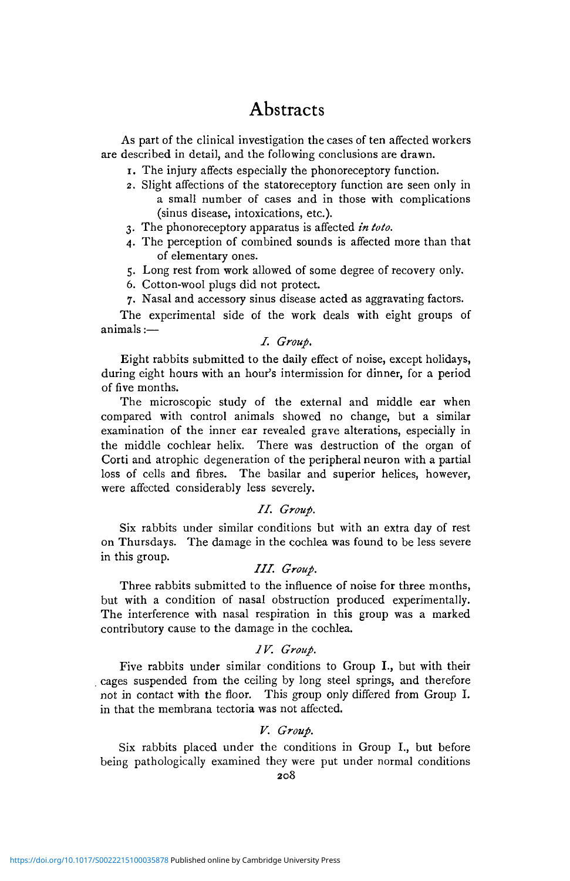# Abstracts

As part of the clinical investigation the cases of ten affected workers are described in detail, and the following conclusions are drawn.

1. The injury affects especially the phonoreceptory function.
2. Slight affections of the statoreceptory function are seen only in a small number of cases and in those with complications (sinus disease, intoxications, etc.).
3. The phonoreceptory apparatus is affected *in toto.*
4. The perception of combined sounds is affected more than that of elementary ones.
5. Long rest from work allowed of some degree of recovery only.
6. Cotton-wool plugs did not protect.
7. Nasal and accessory sinus disease acted as aggravating factors.

The experimental side of the work deals with eight groups of animals:—

*I. Group.*

Eight rabbits submitted to the daily effect of noise, except holidays, during eight hours with an hour's intermission for dinner, for a period of five months.

The microscopic study of the external and middle ear when compared with control animals showed no change, but a similar examination of the inner ear revealed grave alterations, especially in the middle cochlear helix. There was destruction of the organ of Corti and atrophic degeneration of the peripheral neuron with a partial loss of cells and fibres. The basilar and superior helices, however, were affected considerably less severely.

*II. Group.*

Six rabbits under similar conditions but with an extra day of rest on Thursdays. The damage in the cochlea was found to be less severe in this group.

*III. Group.*

Three rabbits submitted to the influence of noise for three months, but with a condition of nasal obstruction produced experimentally. The interference with nasal respiration in this group was a marked contributory cause to the damage in the cochlea.

*IV. Group.*

Five rabbits under similar conditions to Group I., but with their cages suspended from the ceiling by long steel springs, and therefore not in contact with the floor. This group only differed from Group I. in that the membrana tectoria was not affected.

*V. Group.*

Six rabbits placed under the conditions in Group I., but before being pathologically examined they were put under normal conditions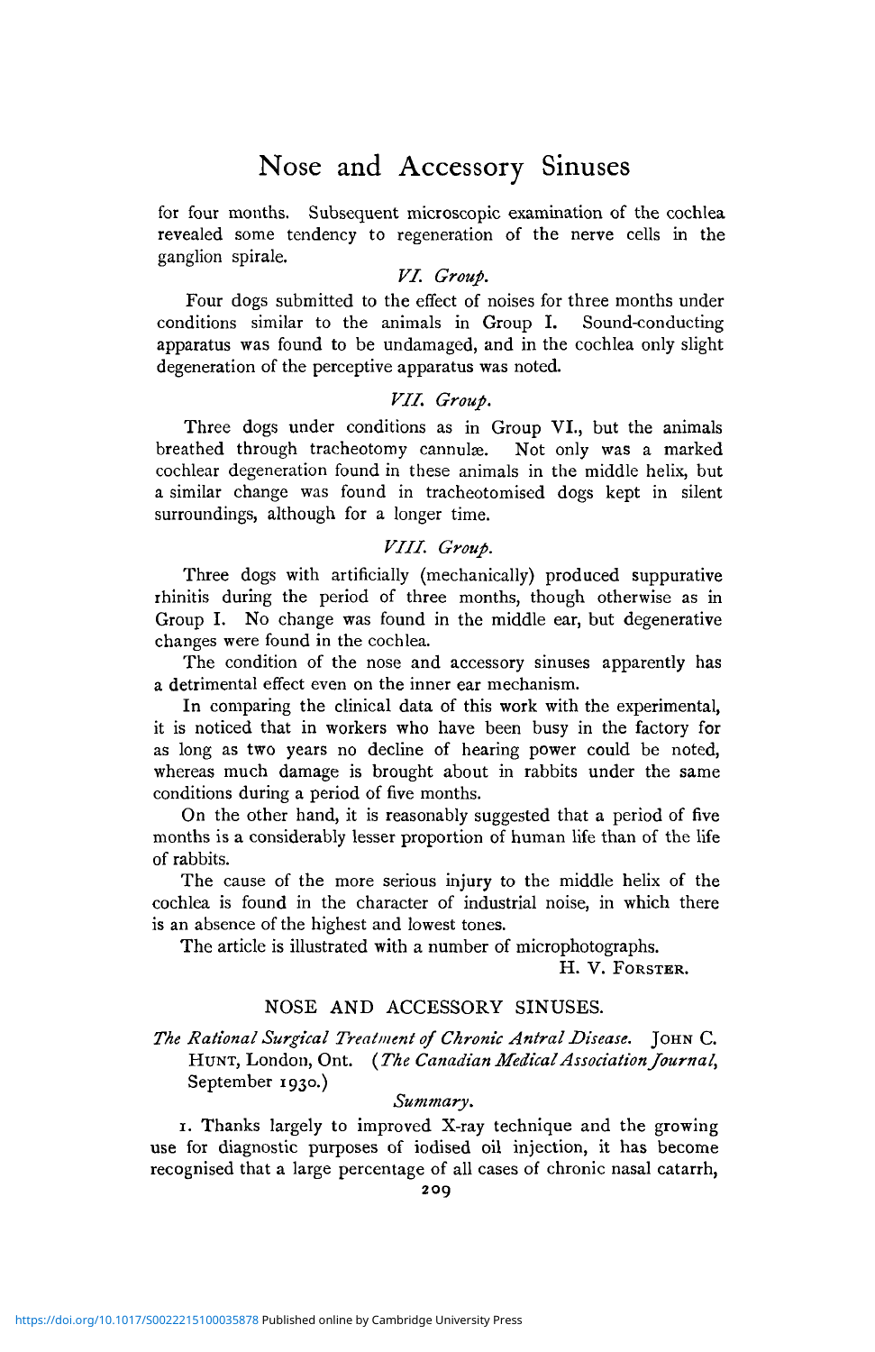for four months. Subsequent microscopic examination of the cochlea revealed some tendency to regeneration of the nerve cells in the ganglion spirale.

*VI. Group.*

Four dogs submitted to the effect of noises for three months under conditions similar to the animals in Group I. Sound-conducting apparatus was found to be undamaged, and in the cochlea only slight degeneration of the perceptive apparatus was noted.

*VII. Group.*

Three dogs under conditions as in Group VI., but the animals breathed through tracheotomy cannulæ. Not only was a marked cochlear degeneration found in these animals in the middle helix, but a similar change was found in tracheotomised dogs kept in silent surroundings, although for a longer time.

*VIII. Group.*

Three dogs with artificially (mechanically) produced suppurative rhinitis during the period of three months, though otherwise as in Group I. No change was found in the middle ear, but degenerative changes were found in the cochlea.

The condition of the nose and accessory sinuses apparently has a detrimental effect even on the inner ear mechanism.

In comparing the clinical data of this work with the experimental, it is noticed that in workers who have been busy in the factory for as long as two years no decline of hearing power could be noted, whereas much damage is brought about in rabbits under the same conditions during a period of five months.

On the other hand, it is reasonably suggested that a period of five months is a considerably lesser proportion of human life than of the life of rabbits.

The cause of the more serious injury to the middle helix of the cochlea is found in the character of industrial noise, in which there is an absence of the highest and lowest tones.

The article is illustrated with a number of microphotographs.

H. V. FORSTER.

## NOSE AND ACCESSORY SINUSES.

*The Rational Surgical Treatment of Chronic Antral Disease.* JOHN C. HUNT, London, Ont. (*The Canadian Medical Association Journal*, September 1930.)

*Summary.*

1. Thanks largely to improved X-ray technique and the growing use for diagnostic purposes of iodised oil injection, it has become recognised that a large percentage of all cases of chronic nasal catarrh,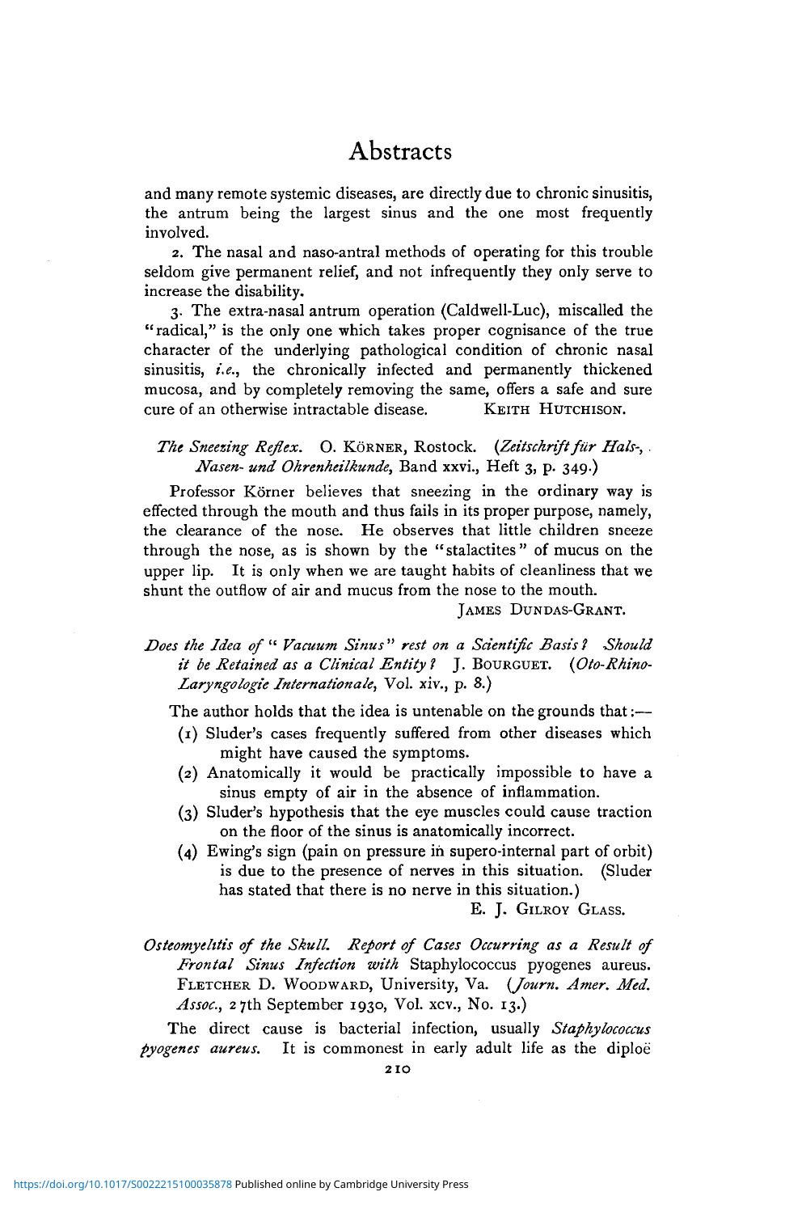and many remote systemic diseases, are directly due to chronic sinusitis, the antrum being the largest sinus and the one most frequently involved.

2. The nasal and naso-antral methods of operating for this trouble seldom give permanent relief, and not infrequently they only serve to increase the disability.

3. The extra-nasal antrum operation (Caldwell-Luc), miscalled the "radical," is the only one which takes proper cognisance of the true character of the underlying pathological condition of chronic nasal sinusitis, *i.e.*, the chronically infected and permanently thickened mucosa, and by completely removing the same, offers a safe and sure cure of an otherwise intractable disease.

KEITH HUTCHISON.

*The Sneezing Reflex.* O. KÖRNER, Rostock. (*Zeitschrift für Hals-, Nasen- und Ohrenheilkunde*, Band xxvi., Heft 3, p. 349.)

Professor Körner believes that sneezing in the ordinary way is effected through the mouth and thus fails in its proper purpose, namely, the clearance of the nose. He observes that little children sneeze through the nose, as is shown by the "stalactites" of mucus on the upper lip. It is only when we are taught habits of cleanliness that we shunt the outflow of air and mucus from the nose to the mouth.

JAMES DUNDAS-GRANT.

*Does the Idea of " Vacuum Sinus" rest on a Scientific Basis? Should it be Retained as a Clinical Entity?* J. BOURGUET. (*Oto-Rhino-Laryngologie Internationale*, Vol. xiv., p. 8.)

The author holds that the idea is untenable on the grounds that:—

(1) Sluder's cases frequently suffered from other diseases which might have caused the symptoms.

(2) Anatomically it would be practically impossible to have a sinus empty of air in the absence of inflammation.

(3) Sluder's hypothesis that the eye muscles could cause traction on the floor of the sinus is anatomically incorrect.

(4) Ewing's sign (pain on pressure in supero-internal part of orbit) is due to the presence of nerves in this situation. (Sluder has stated that there is no nerve in this situation.)

E. J. GILROY GLASS.

*Osteomyelitis of the Skull. Report of Cases Occurring as a Result of Frontal Sinus Infection with* Staphylococcus pyogenes aureus. FLETCHER D. WOODWARD, University, Va. (*Journ. Amer. Med. Assoc.*, 27th September 1930, Vol. xcv., No. 13.)

The direct cause is bacterial infection, usually *Staphylococcus pyogenes aureus*. It is commonest in early adult life as the diploë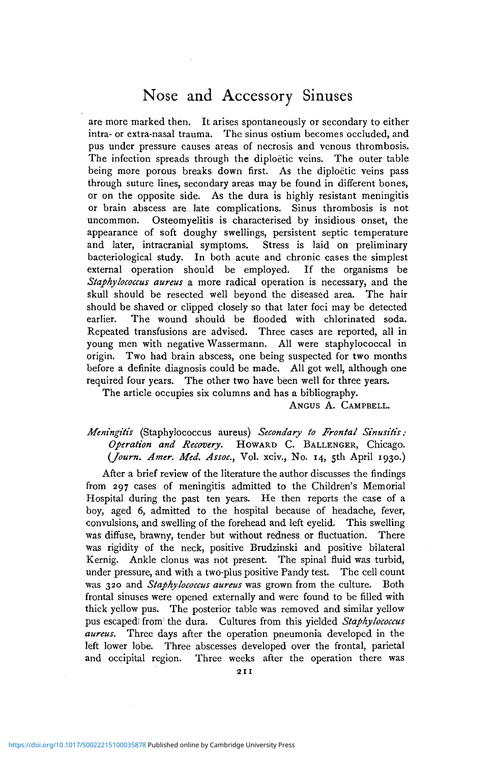are more marked then. It arises spontaneously or secondary to either intra- or extra-nasal trauma. The sinus ostium becomes occluded, and pus under pressure causes areas of necrosis and venous thrombosis. The infection spreads through the diploëtic veins. The outer table being more porous breaks down first. As the diploëtic veins pass through suture lines, secondary areas may be found in different bones, or on the opposite side. As the dura is highly resistant meningitis or brain abscess are late complications. Sinus thrombosis is not uncommon. Osteomyelitis is characterised by insidious onset, the appearance of soft doughy swellings, persistent septic temperature and later, intracranial symptoms. Stress is laid on preliminary bacteriological study. In both acute and chronic cases the simplest external operation should be employed. If the organisms be *Staphylococcus aureus* a more radical operation is necessary, and the skull should be resected well beyond the diseased area. The hair should be shaved or clipped closely so that later foci may be detected earlier. The wound should be flooded with chlorinated soda. Repeated transfusions are advised. Three cases are reported, all in young men with negative Wassermann. All were staphylococcal in origin. Two had brain abscess, one being suspected for two months before a definite diagnosis could be made. All got well, although one required four years. The other two have been well for three years.

The article occupies six columns and has a bibliography.

ANGUS A. CAMPBELL.

*Meningitis* (Staphylococcus aureus) *Secondary to Frontal Sinusitis: Operation and Recovery.* HOWARD C. BALLENGER, Chicago. (*Journ. Amer. Med. Assoc.*, Vol. xciv., No. 14, 5th April 1930.)

After a brief review of the literature the author discusses the findings from 297 cases of meningitis admitted to the Children's Memorial Hospital during the past ten years. He then reports the case of a boy, aged 6, admitted to the hospital because of headache, fever, convulsions, and swelling of the forehead and left eyelid. This swelling was diffuse, brawny, tender but without redness or fluctuation. There was rigidity of the neck, positive Brudzinski and positive bilateral Kernig. Ankle clonus was not present. The spinal fluid was turbid, under pressure, and with a two-plus positive Pandy test. The cell count was 320 and *Staphylococcus aureus* was grown from the culture. Both frontal sinuses were opened externally and were found to be filled with thick yellow pus. The posterior table was removed and similar yellow pus escaped from the dura. Cultures from this yielded *Staphylococcus aureus.* Three days after the operation pneumonia developed in the left lower lobe. Three abscesses developed over the frontal, parietal and occipital region. Three weeks after the operation there was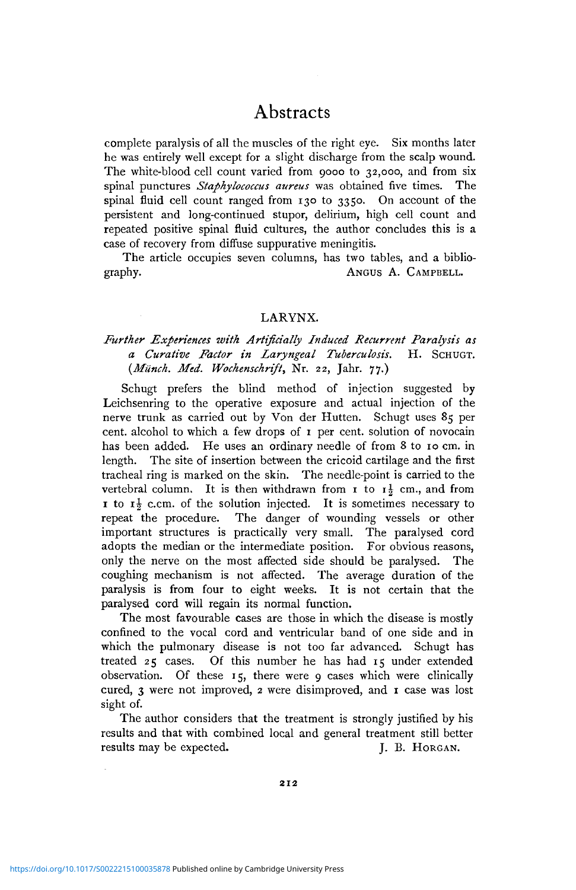complete paralysis of all the muscles of the right eye. Six months later he was entirely well except for a slight discharge from the scalp wound. The white-blood cell count varied from 9000 to 32,000, and from six spinal punctures *Staphylococcus aureus* was obtained five times. The spinal fluid cell count ranged from 130 to 3350. On account of the persistent and long-continued stupor, delirium, high cell count and repeated positive spinal fluid cultures, the author concludes this is a case of recovery from diffuse suppurative meningitis.

The article occupies seven columns, has two tables, and a bibliography.

ANGUS A. CAMPBELL.

## LARYNX.

*Further Experiences with Artificially Induced Recurrent Paralysis as a Curative Factor in Laryngeal Tuberculosis.* H. SCHUGT. (*Münch. Med. Wochenschrift*, Nr. 22, Jahr. 77.)

Schugt prefers the blind method of injection suggested by Leichsenring to the operative exposure and actual injection of the nerve trunk as carried out by Von der Hutten. Schugt uses 85 per cent. alcohol to which a few drops of 1 per cent. solution of novocain has been added. He uses an ordinary needle of from 8 to 10 cm. in length. The site of insertion between the cricoid cartilage and the first tracheal ring is marked on the skin. The needle-point is carried to the vertebral column. It is then withdrawn from 1 to 1½ cm., and from 1 to 1½ c.cm. of the solution injected. It is sometimes necessary to repeat the procedure. The danger of wounding vessels or other important structures is practically very small. The paralysed cord adopts the median or the intermediate position. For obvious reasons, only the nerve on the most affected side should be paralysed. The coughing mechanism is not affected. The average duration of the paralysis is from four to eight weeks. It is not certain that the paralysed cord will regain its normal function.

The most favourable cases are those in which the disease is mostly confined to the vocal cord and ventricular band of one side and in which the pulmonary disease is not too far advanced. Schugt has treated 25 cases. Of this number he has had 15 under extended observation. Of these 15, there were 9 cases which were clinically cured, 3 were not improved, 2 were disimproved, and 1 case was lost sight of.

The author considers that the treatment is strongly justified by his results and that with combined local and general treatment still better results may be expected.

J. B. HORGAN.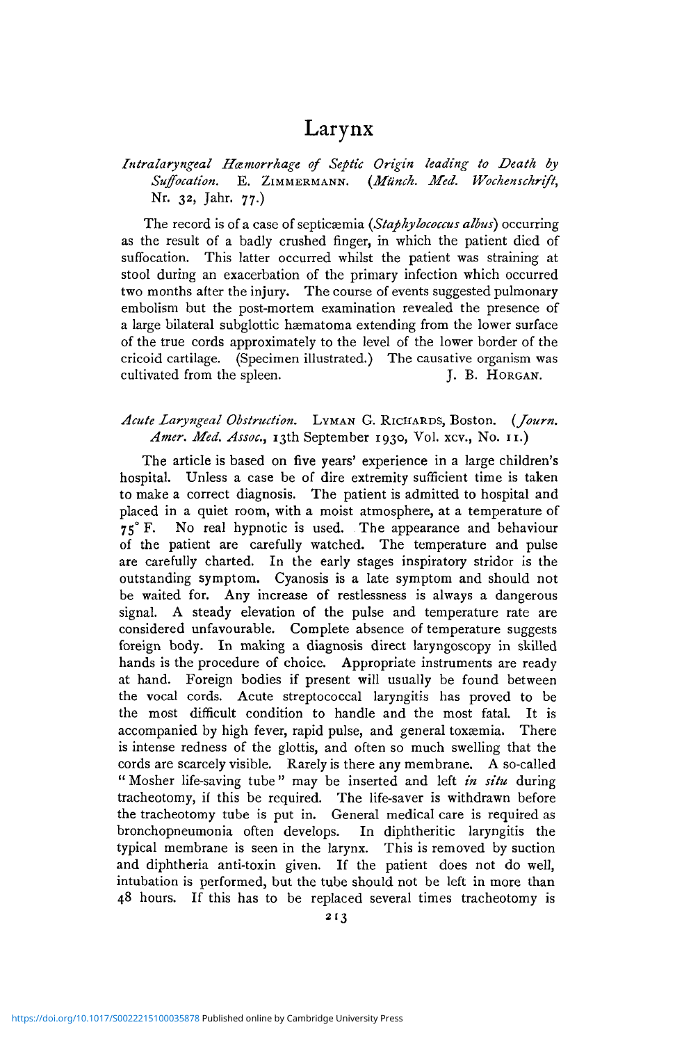# Larynx

*Intralaryngeal Hæmorrhage of Septic Origin leading to Death by Suffocation.* E. ZIMMERMANN. (*Münch. Med. Wochenschrift*, Nr. 32, Jahr. 77.)

The record is of a case of septicæmia (*Staphylococcus albus*) occurring as the result of a badly crushed finger, in which the patient died of suffocation. This latter occurred whilst the patient was straining at stool during an exacerbation of the primary infection which occurred two months after the injury. The course of events suggested pulmonary embolism but the post-mortem examination revealed the presence of a large bilateral subglottic hæmatoma extending from the lower surface of the true cords approximately to the level of the lower border of the cricoid cartilage. (Specimen illustrated.) The causative organism was cultivated from the spleen. J. B. HORGAN.

*Acute Laryngeal Obstruction.* LYMAN G. RICHARDS, Boston. (*Journ. Amer. Med. Assoc.*, 13th September 1930, Vol. xcv., No. 11.)

The article is based on five years' experience in a large children's hospital. Unless a case be of dire extremity sufficient time is taken to make a correct diagnosis. The patient is admitted to hospital and placed in a quiet room, with a moist atmosphere, at a temperature of 75° F. No real hypnotic is used. The appearance and behaviour of the patient are carefully watched. The temperature and pulse are carefully charted. In the early stages inspiratory stridor is the outstanding symptom. Cyanosis is a late symptom and should not be waited for. Any increase of restlessness is always a dangerous signal. A steady elevation of the pulse and temperature rate are considered unfavourable. Complete absence of temperature suggests foreign body. In making a diagnosis direct laryngoscopy in skilled hands is the procedure of choice. Appropriate instruments are ready at hand. Foreign bodies if present will usually be found between the vocal cords. Acute streptococcal laryngitis has proved to be the most difficult condition to handle and the most fatal. It is accompanied by high fever, rapid pulse, and general toxæmia. There is intense redness of the glottis, and often so much swelling that the cords are scarcely visible. Rarely is there any membrane. A so-called "Mosher life-saving tube" may be inserted and left *in situ* during tracheotomy, if this be required. The life-saver is withdrawn before the tracheotomy tube is put in. General medical care is required as bronchopneumonia often develops. In diphtheritic laryngitis the typical membrane is seen in the larynx. This is removed by suction and diphtheria anti-toxin given. If the patient does not do well, intubation is performed, but the tube should not be left in more than 48 hours. If this has to be replaced several times tracheotomy is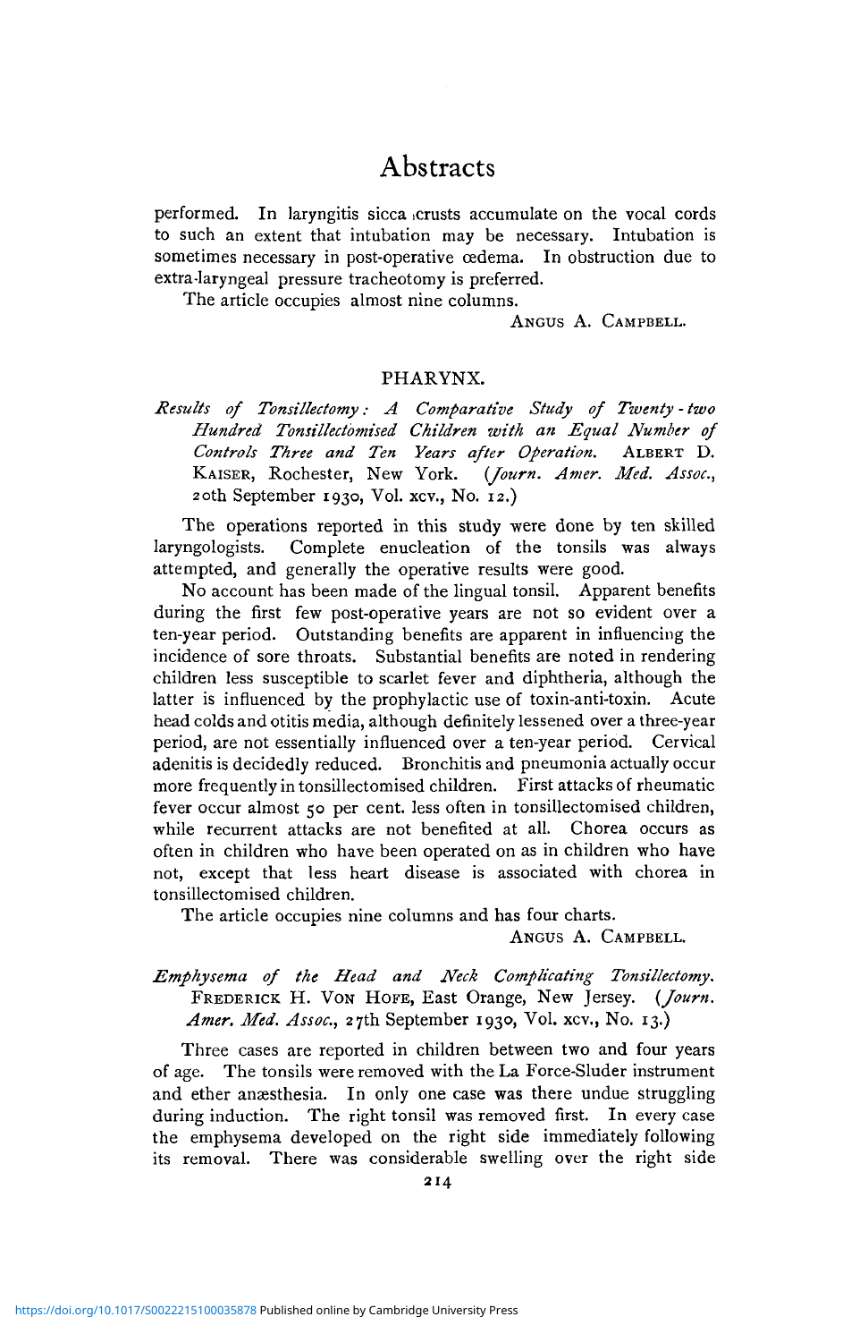performed. In laryngitis sicca crusts accumulate on the vocal cords to such an extent that intubation may be necessary. Intubation is sometimes necessary in post-operative œdema. In obstruction due to extra-laryngeal pressure tracheotomy is preferred.

The article occupies almost nine columns.

ANGUS A. CAMPBELL.

## PHARYNX.

*Results of Tonsillectomy: A Comparative Study of Twenty-two Hundred Tonsillectomised Children with an Equal Number of Controls Three and Ten Years after Operation.* ALBERT D. KAISER, Rochester, New York. (*Journ. Amer. Med. Assoc.*, 20th September 1930, Vol. xcv., No. 12.)

The operations reported in this study were done by ten skilled laryngologists. Complete enucleation of the tonsils was always attempted, and generally the operative results were good.

No account has been made of the lingual tonsil. Apparent benefits during the first few post-operative years are not so evident over a ten-year period. Outstanding benefits are apparent in influencing the incidence of sore throats. Substantial benefits are noted in rendering children less susceptible to scarlet fever and diphtheria, although the latter is influenced by the prophylactic use of toxin-anti-toxin. Acute head colds and otitis media, although definitely lessened over a three-year period, are not essentially influenced over a ten-year period. Cervical adenitis is decidedly reduced. Bronchitis and pneumonia actually occur more frequently in tonsillectomised children. First attacks of rheumatic fever occur almost 50 per cent. less often in tonsillectomised children, while recurrent attacks are not benefited at all. Chorea occurs as often in children who have been operated on as in children who have not, except that less heart disease is associated with chorea in tonsillectomised children.

The article occupies nine columns and has four charts.

ANGUS A. CAMPBELL.

*Emphysema of the Head and Neck Complicating Tonsillectomy.* FREDERICK H. VON HOFE, East Orange, New Jersey. (*Journ. Amer. Med. Assoc.*, 27th September 1930, Vol. xcv., No. 13.)

Three cases are reported in children between two and four years of age. The tonsils were removed with the La Force-Sluder instrument and ether anæsthesia. In only one case was there undue struggling during induction. The right tonsil was removed first. In every case the emphysema developed on the right side immediately following its removal. There was considerable swelling over the right side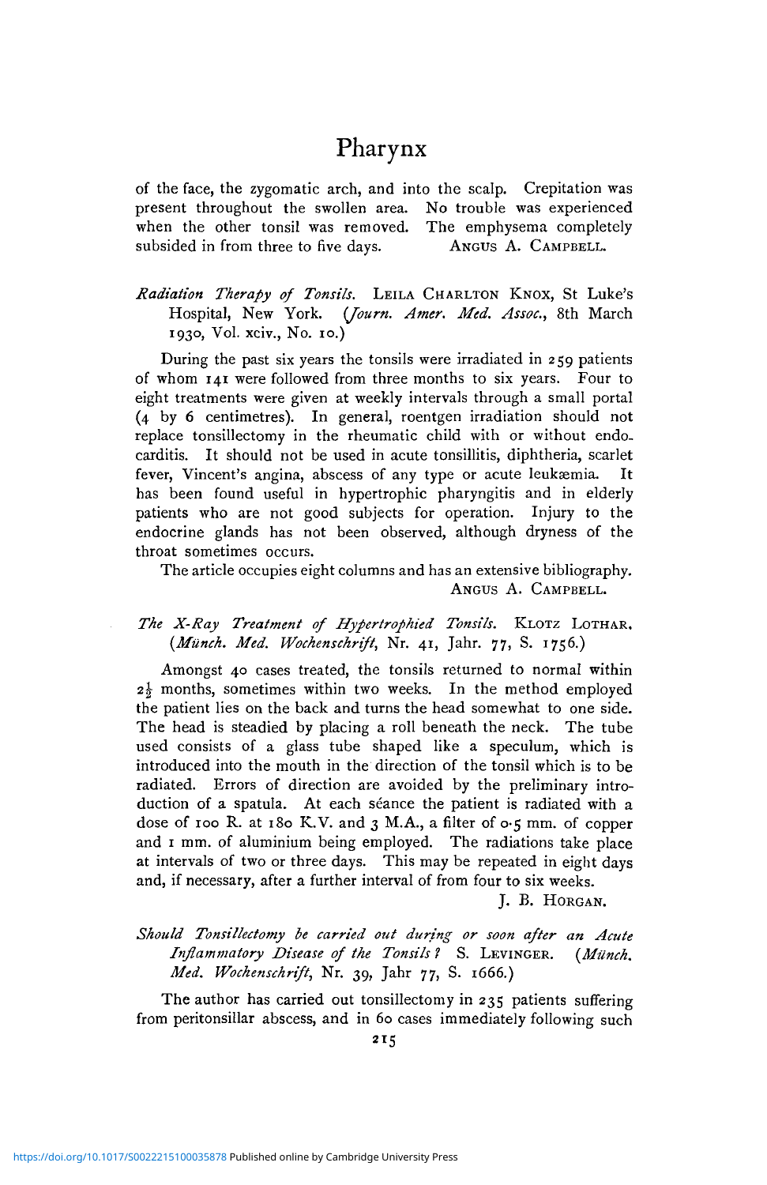of the face, the zygomatic arch, and into the scalp. Crepitation was present throughout the swollen area. No trouble was experienced when the other tonsil was removed. The emphysema completely subsided in from three to five days.

ANGUS A. CAMPBELL.

*Radiation Therapy of Tonsils.* LEILA CHARLTON KNOX, St Luke's Hospital, New York. (*Journ. Amer. Med. Assoc.*, 8th March 1930, Vol. xciv., No. 10.)

During the past six years the tonsils were irradiated in 259 patients of whom 141 were followed from three months to six years. Four to eight treatments were given at weekly intervals through a small portal (4 by 6 centimetres). In general, roentgen irradiation should not replace tonsillectomy in the rheumatic child with or without endocarditis. It should not be used in acute tonsillitis, diphtheria, scarlet fever, Vincent's angina, abscess of any type or acute leukæmia. It has been found useful in hypertrophic pharyngitis and in elderly patients who are not good subjects for operation. Injury to the endocrine glands has not been observed, although dryness of the throat sometimes occurs.

The article occupies eight columns and has an extensive bibliography.

ANGUS A. CAMPBELL.

*The X-Ray Treatment of Hypertrophied Tonsils.* KLOTZ LOTHAR. (*Münch. Med. Wochenschrift*, Nr. 41, Jahr. 77, S. 1756.)

Amongst 40 cases treated, the tonsils returned to normal within $2\frac{1}{2}$ months, sometimes within two weeks. In the method employed the patient lies on the back and turns the head somewhat to one side. The head is steadied by placing a roll beneath the neck. The tube used consists of a glass tube shaped like a speculum, which is introduced into the mouth in the direction of the tonsil which is to be radiated. Errors of direction are avoided by the preliminary introduction of a spatula. At each séance the patient is radiated with a dose of 100 R. at 180 K.V. and 3 M.A., a filter of 0·5 mm. of copper and 1 mm. of aluminium being employed. The radiations take place at intervals of two or three days. This may be repeated in eight days and, if necessary, after a further interval of from four to six weeks.

J. B. HORGAN.

*Should Tonsillectomy be carried out during or soon after an Acute Inflammatory Disease of the Tonsils?* S. LEVINGER. (*Münch. Med. Wochenschrift*, Nr. 39, Jahr 77, S. 1666.)

The author has carried out tonsillectomy in 235 patients suffering from peritonsillar abscess, and in 60 cases immediately following such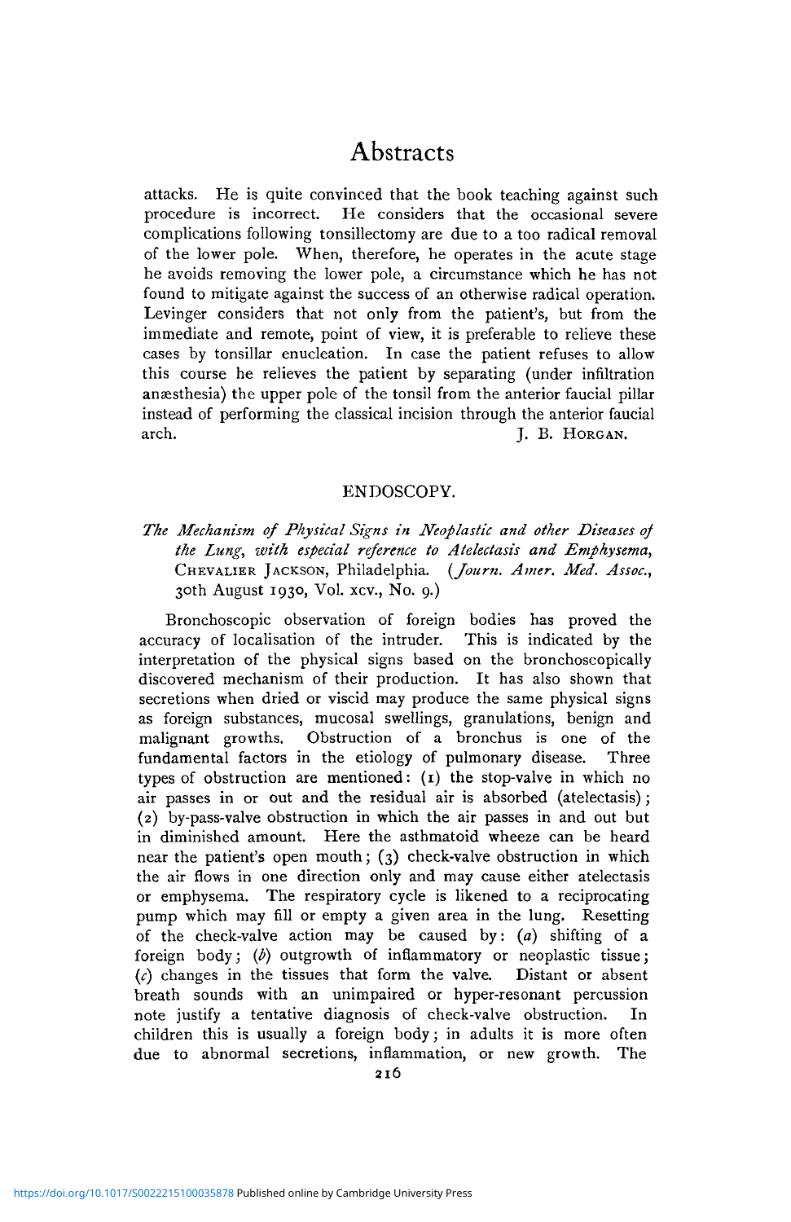attacks. He is quite convinced that the book teaching against such procedure is incorrect. He considers that the occasional severe complications following tonsillectomy are due to a too radical removal of the lower pole. When, therefore, he operates in the acute stage he avoids removing the lower pole, a circumstance which he has not found to mitigate against the success of an otherwise radical operation. Levinger considers that not only from the patient's, but from the immediate and remote, point of view, it is preferable to relieve these cases by tonsillar enucleation. In case the patient refuses to allow this course he relieves the patient by separating (under infiltration anæsthesia) the upper pole of the tonsil from the anterior faucial pillar instead of performing the classical incision through the anterior faucial arch.

J. B. HORGAN.

## ENDOSCOPY.

*The Mechanism of Physical Signs in Neoplastic and other Diseases of the Lung, with especial reference to Atelectasis and Emphysema,* CHEVALIER JACKSON, Philadelphia. (*Journ. Amer. Med. Assoc.,* 30th August 1930, Vol. xcv., No. 9.)

Bronchoscopic observation of foreign bodies has proved the accuracy of localisation of the intruder. This is indicated by the interpretation of the physical signs based on the bronchoscopically discovered mechanism of their production. It has also shown that secretions when dried or viscid may produce the same physical signs as foreign substances, mucosal swellings, granulations, benign and malignant growths. Obstruction of a bronchus is one of the fundamental factors in the etiology of pulmonary disease. Three types of obstruction are mentioned: (1) the stop-valve in which no air passes in or out and the residual air is absorbed (atelectasis); (2) by-pass-valve obstruction in which the air passes in and out but in diminished amount. Here the asthmatoid wheeze can be heard near the patient's open mouth; (3) check-valve obstruction in which the air flows in one direction only and may cause either atelectasis or emphysema. The respiratory cycle is likened to a reciprocating pump which may fill or empty a given area in the lung. Resetting of the check-valve action may be caused by: (*a*) shifting of a foreign body; (*b*) outgrowth of inflammatory or neoplastic tissue; (*c*) changes in the tissues that form the valve. Distant or absent breath sounds with an unimpaired or hyper-resonant percussion note justify a tentative diagnosis of check-valve obstruction. In children this is usually a foreign body; in adults it is more often due to abnormal secretions, inflammation, or new growth. The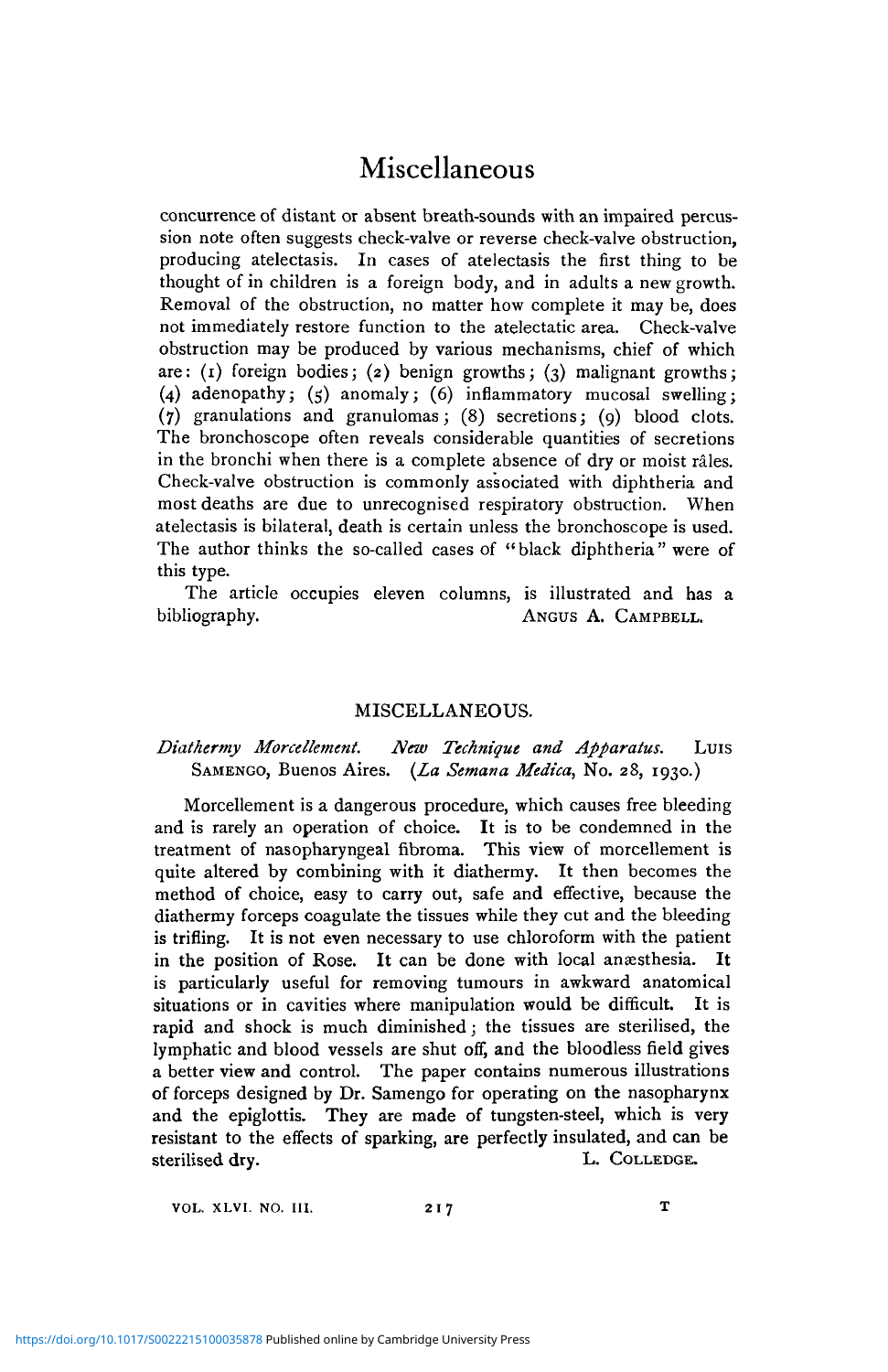concurrence of distant or absent breath-sounds with an impaired percussion note often suggests check-valve or reverse check-valve obstruction, producing atelectasis. In cases of atelectasis the first thing to be thought of in children is a foreign body, and in adults a new growth. Removal of the obstruction, no matter how complete it may be, does not immediately restore function to the atelectatic area. Check-valve obstruction may be produced by various mechanisms, chief of which are: (1) foreign bodies; (2) benign growths; (3) malignant growths; (4) adenopathy; (5) anomaly; (6) inflammatory mucosal swelling; (7) granulations and granulomas; (8) secretions; (9) blood clots. The bronchoscope often reveals considerable quantities of secretions in the bronchi when there is a complete absence of dry or moist râles. Check-valve obstruction is commonly associated with diphtheria and most deaths are due to unrecognised respiratory obstruction. When atelectasis is bilateral, death is certain unless the bronchoscope is used. The author thinks the so-called cases of "black diphtheria" were of this type.

The article occupies eleven columns, is illustrated and has a bibliography.

ANGUS A. CAMPBELL.

## MISCELLANEOUS.

*Diathermy Morcellement. New Technique and Apparatus.* LUIS SAMENGO, Buenos Aires. (*La Semana Medica*, No. 28, 1930.)

Morcellement is a dangerous procedure, which causes free bleeding and is rarely an operation of choice. It is to be condemned in the treatment of nasopharyngeal fibroma. This view of morcellement is quite altered by combining with it diathermy. It then becomes the method of choice, easy to carry out, safe and effective, because the diathermy forceps coagulate the tissues while they cut and the bleeding is trifling. It is not even necessary to use chloroform with the patient in the position of Rose. It can be done with local anæsthesia. It is particularly useful for removing tumours in awkward anatomical situations or in cavities where manipulation would be difficult. It is rapid and shock is much diminished; the tissues are sterilised, the lymphatic and blood vessels are shut off, and the bloodless field gives a better view and control. The paper contains numerous illustrations of forceps designed by Dr. Samengo for operating on the nasopharynx and the epiglottis. They are made of tungsten-steel, which is very resistant to the effects of sparking, are perfectly insulated, and can be sterilised dry.

L. COLLEDGE.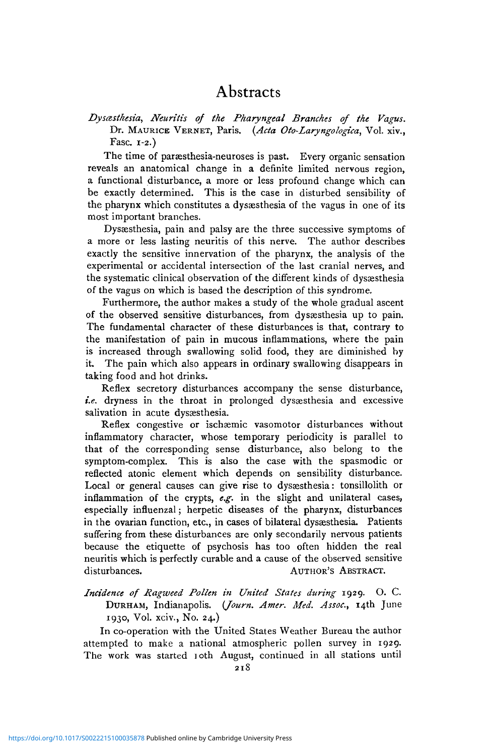# Abstracts

*Dysæsthesia, Neuritis of the Pharyngeal Branches of the Vagus.* Dr. MAURICE VERNET, Paris. (*Acta Oto-Laryngologica*, Vol. xiv., Fasc. 1-2.)

The time of paræsthesia-neuroses is past. Every organic sensation reveals an anatomical change in a definite limited nervous region, a functional disturbance, a more or less profound change which can be exactly determined. This is the case in disturbed sensibility of the pharynx which constitutes a dysæsthesia of the vagus in one of its most important branches.

Dysæsthesia, pain and palsy are the three successive symptoms of a more or less lasting neuritis of this nerve. The author describes exactly the sensitive innervation of the pharynx, the analysis of the experimental or accidental intersection of the last cranial nerves, and the systematic clinical observation of the different kinds of dysæsthesia of the vagus on which is based the description of this syndrome.

Furthermore, the author makes a study of the whole gradual ascent of the observed sensitive disturbances, from dysæsthesia up to pain. The fundamental character of these disturbances is that, contrary to the manifestation of pain in mucous inflammations, where the pain is increased through swallowing solid food, they are diminished by it. The pain which also appears in ordinary swallowing disappears in taking food and hot drinks.

Reflex secretory disturbances accompany the sense disturbance, *i.e.* dryness in the throat in prolonged dysæsthesia and excessive salivation in acute dysæsthesia.

Reflex congestive or ischæmic vasomotor disturbances without inflammatory character, whose temporary periodicity is parallel to that of the corresponding sense disturbance, also belong to the symptom-complex. This is also the case with the spasmodic or reflected atonic element which depends on sensibility disturbance. Local or general causes can give rise to dysæsthesia: tonsillolith or inflammation of the crypts, *e.g.* in the slight and unilateral cases, especially influenzal; herpetic diseases of the pharynx, disturbances in the ovarian function, etc., in cases of bilateral dysæsthesia. Patients suffering from these disturbances are only secondarily nervous patients because the etiquette of psychosis has too often hidden the real neuritis which is perfectly curable and a cause of the observed sensitive disturbances.

AUTHOR'S ABSTRACT.

*Incidence of Ragweed Pollen in United States during* 1929. O. C. DURHAM, Indianapolis. (*Journ. Amer. Med. Assoc.*, 14th June 1930, Vol. xciv., No. 24.)

In co-operation with the United States Weather Bureau the author attempted to make a national atmospheric pollen survey in 1929. The work was started 10th August, continued in all stations until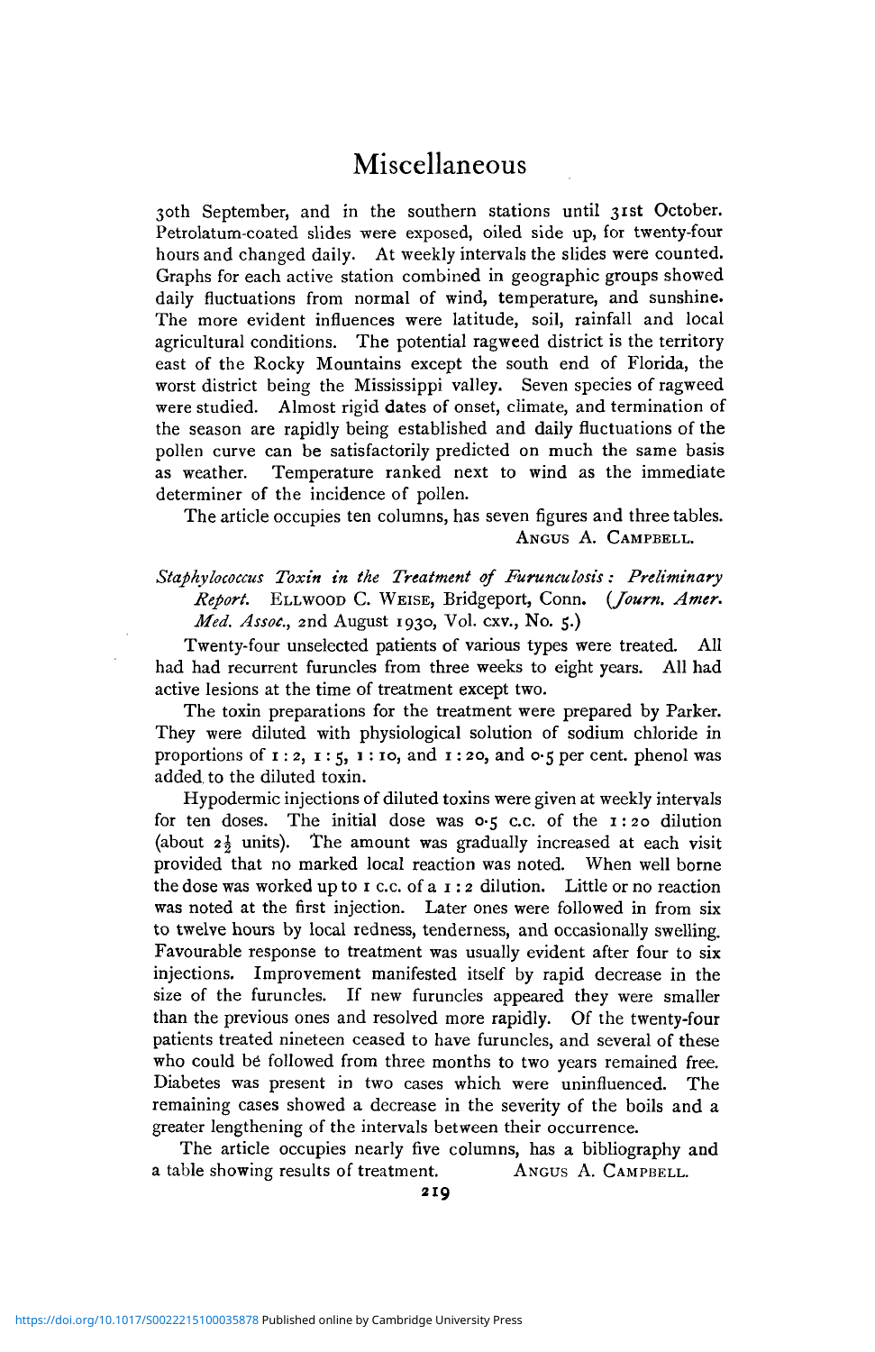# Miscellaneous

30th September, and in the southern stations until 31st October. Petrolatum-coated slides were exposed, oiled side up, for twenty-four hours and changed daily. At weekly intervals the slides were counted. Graphs for each active station combined in geographic groups showed daily fluctuations from normal of wind, temperature, and sunshine. The more evident influences were latitude, soil, rainfall and local agricultural conditions. The potential ragweed district is the territory east of the Rocky Mountains except the south end of Florida, the worst district being the Mississippi valley. Seven species of ragweed were studied. Almost rigid dates of onset, climate, and termination of the season are rapidly being established and daily fluctuations of the pollen curve can be satisfactorily predicted on much the same basis as weather. Temperature ranked next to wind as the immediate determiner of the incidence of pollen.

The article occupies ten columns, has seven figures and three tables.

Angus A. Campbell.

*Staphylococcus Toxin in the Treatment of Furunculosis: Preliminary Report.* Ellwood C. Weise, Bridgeport, Conn. (*Journ. Amer. Med. Assoc.*, 2nd August 1930, Vol. cxv., No. 5.)

Twenty-four unselected patients of various types were treated. All had had recurrent furuncles from three weeks to eight years. All had active lesions at the time of treatment except two.

The toxin preparations for the treatment were prepared by Parker. They were diluted with physiological solution of sodium chloride in proportions of 1 : 2, 1 : 5, 1 : 10, and 1 : 20, and 0·5 per cent. phenol was added to the diluted toxin.

Hypodermic injections of diluted toxins were given at weekly intervals for ten doses. The initial dose was 0·5 c.c. of the 1 : 20 dilution (about 2½ units). The amount was gradually increased at each visit provided that no marked local reaction was noted. When well borne the dose was worked up to 1 c.c. of a 1 : 2 dilution. Little or no reaction was noted at the first injection. Later ones were followed in from six to twelve hours by local redness, tenderness, and occasionally swelling. Favourable response to treatment was usually evident after four to six injections. Improvement manifested itself by rapid decrease in the size of the furuncles. If new furuncles appeared they were smaller than the previous ones and resolved more rapidly. Of the twenty-four patients treated nineteen ceased to have furuncles, and several of these who could be followed from three months to two years remained free. Diabetes was present in two cases which were uninfluenced. The remaining cases showed a decrease in the severity of the boils and a greater lengthening of the intervals between their occurrence.

The article occupies nearly five columns, has a bibliography and a table showing results of treatment.

Angus A. Campbell.